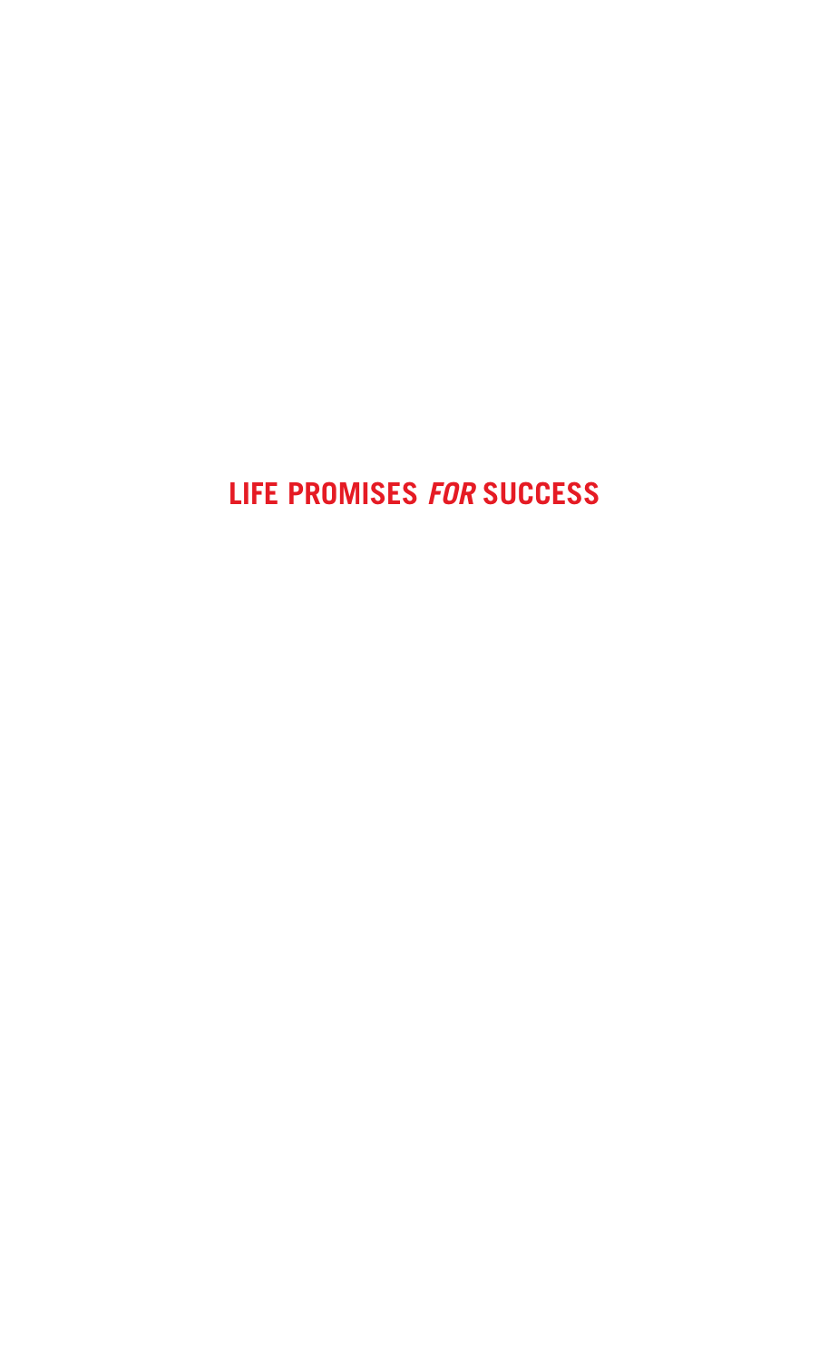# LIFE PROMISES *FOR* SUCCESS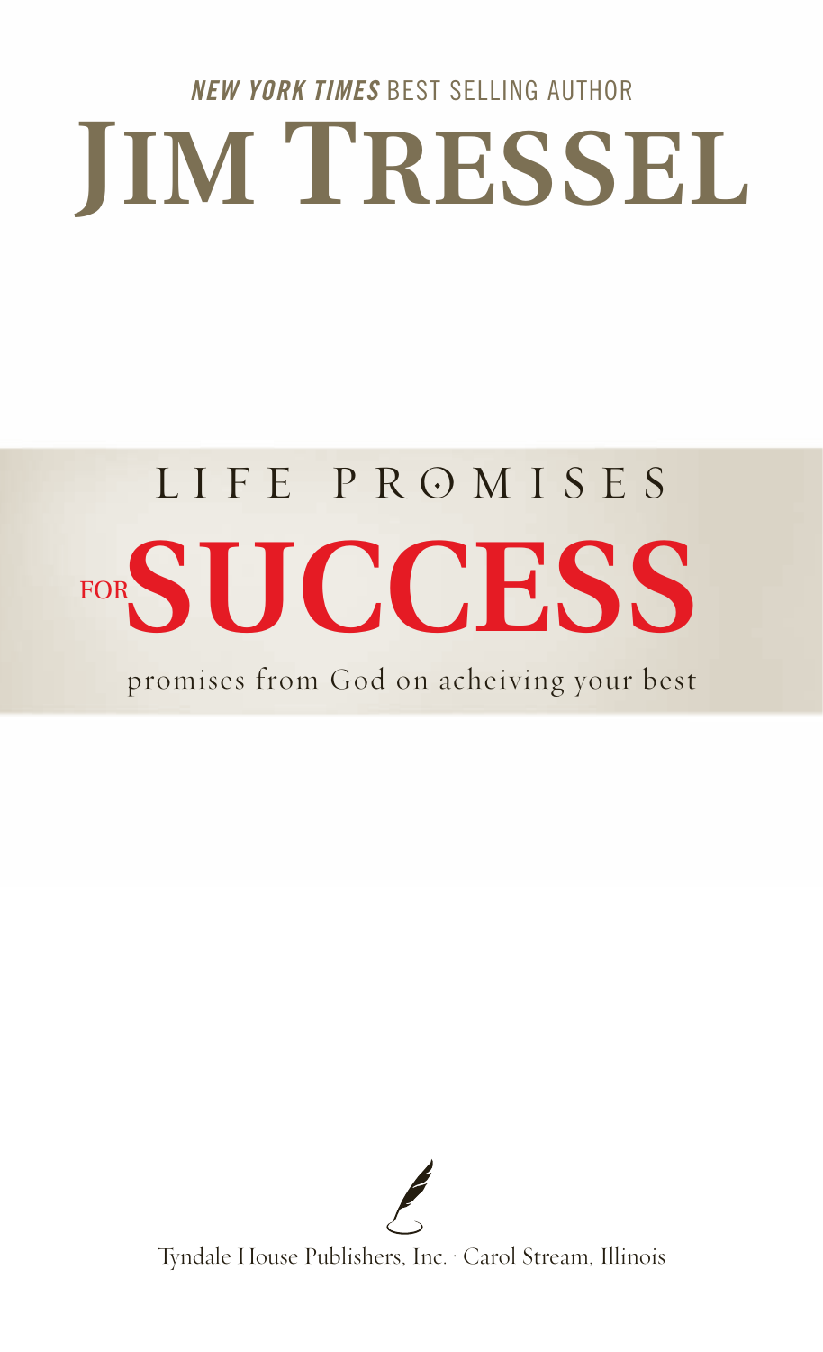***NEW YORK TIMES*** BEST SELLING AUTHOR

# JIM TRESSEL

## LIFE PROMISES FOR SUCCESS

promises from God on acheiving your best

Tyndale House Publishers, Inc. · Carol Stream, Illinois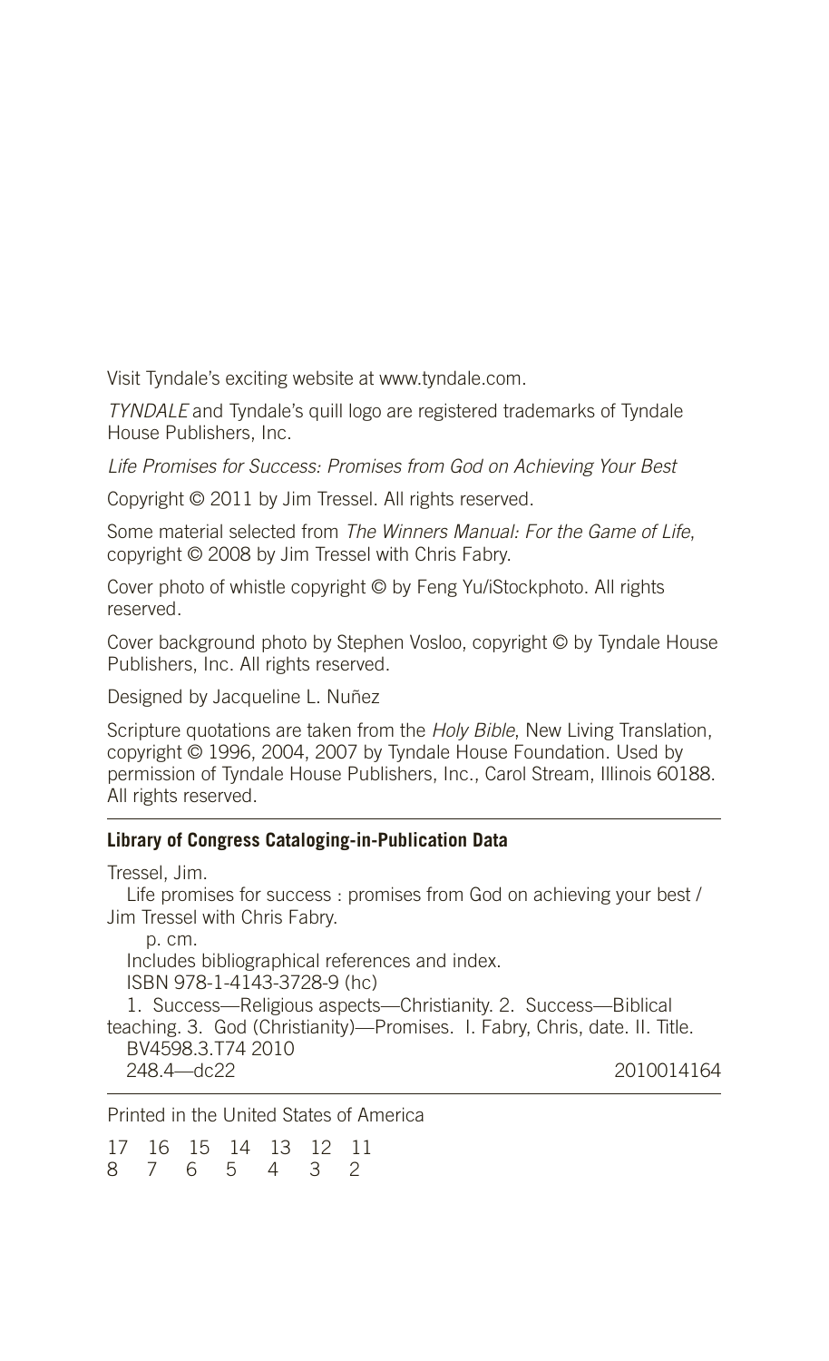Visit Tyndale's exciting website at www.tyndale.com.

*TYNDALE* and Tyndale's quill logo are registered trademarks of Tyndale House Publishers, Inc.

*Life Promises for Success: Promises from God on Achieving Your Best*

Copyright © 2011 by Jim Tressel. All rights reserved.

Some material selected from *The Winners Manual: For the Game of Life*, copyright © 2008 by Jim Tressel with Chris Fabry.

Cover photo of whistle copyright © by Feng Yu/iStockphoto. All rights reserved.

Cover background photo by Stephen Vosloo, copyright © by Tyndale House Publishers, Inc. All rights reserved.

Designed by Jacqueline L. Nuñez

Scripture quotations are taken from the *Holy Bible*, New Living Translation, copyright © 1996, 2004, 2007 by Tyndale House Foundation. Used by permission of Tyndale House Publishers, Inc., Carol Stream, Illinois 60188. All rights reserved.

---

**Library of Congress Cataloging-in-Publication Data**

Tressel, Jim.

Life promises for success : promises from God on achieving your best / Jim Tressel with Chris Fabry.

p. cm.

Includes bibliographical references and index.

ISBN 978-1-4143-3728-9 (hc)

1. Success—Religious aspects—Christianity. 2. Success—Biblical teaching. 3. God (Christianity)—Promises. I. Fabry, Chris, date. II. Title.

BV4598.3.T74 2010

248.4—dc22 2010014164

---

Printed in the United States of America

17 16 15 14 13 12 11
8 7 6 5 4 3 2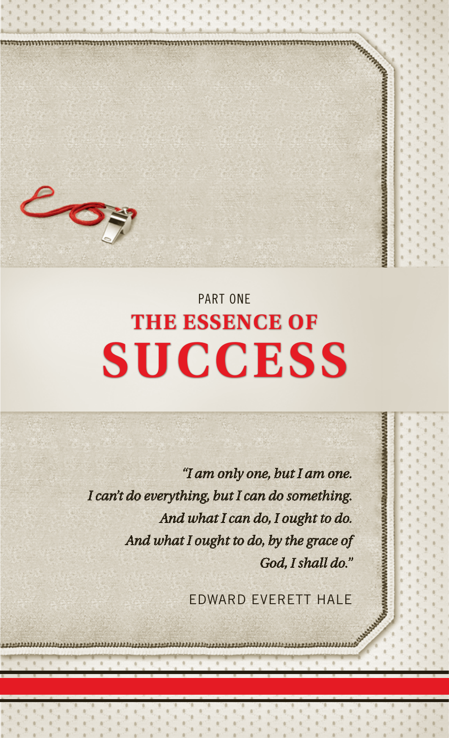PART ONE

# THE ESSENCE OF SUCCESS

*"I am only one, but I am one.*
*I can't do everything, but I can do something.*
*And what I can do, I ought to do.*
*And what I ought to do, by the grace of God, I shall do."*

EDWARD EVERETT HALE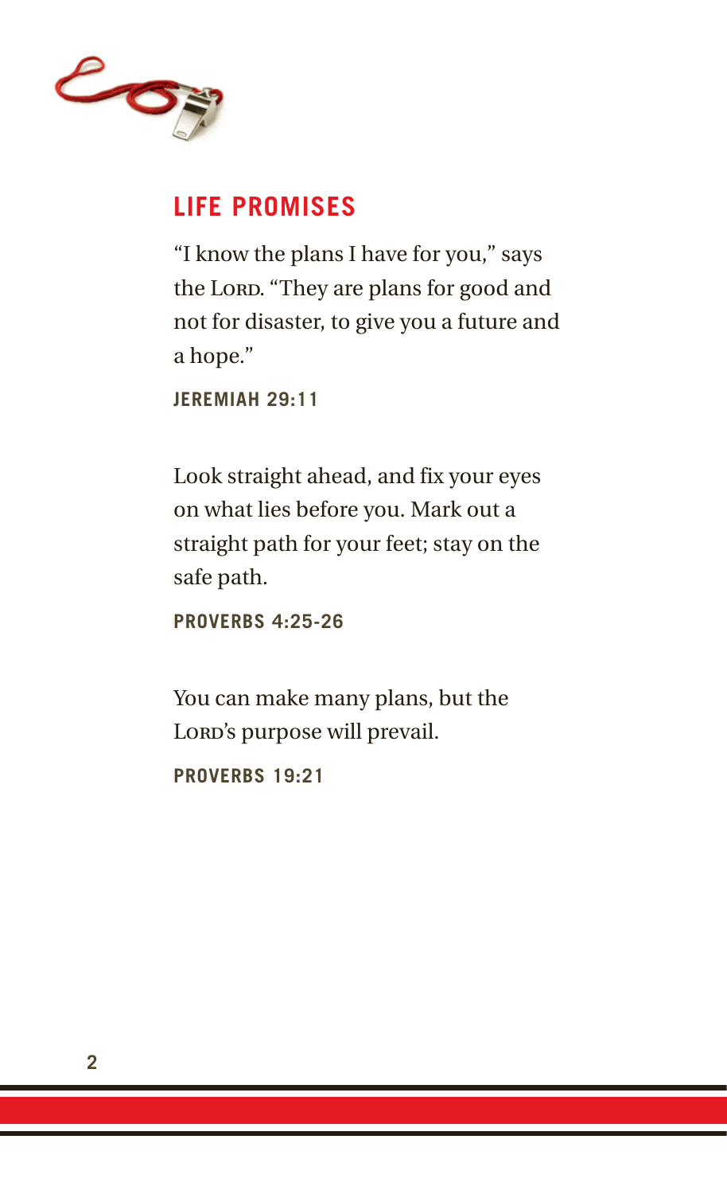## LIFE PROMISES

"I know the plans I have for you," says the Lord. "They are plans for good and not for disaster, to give you a future and a hope."

**JEREMIAH 29:11**

Look straight ahead, and fix your eyes on what lies before you. Mark out a straight path for your feet; stay on the safe path.

**PROVERBS 4:25-26**

You can make many plans, but the Lord's purpose will prevail.

**PROVERBS 19:21**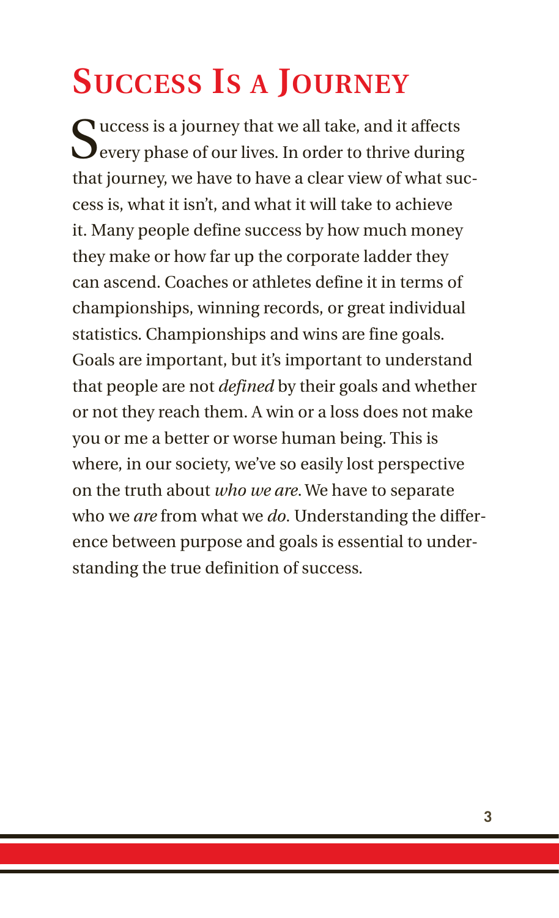# Success Is a Journey

Success is a journey that we all take, and it affects every phase of our lives. In order to thrive during that journey, we have to have a clear view of what success is, what it isn't, and what it will take to achieve it. Many people define success by how much money they make or how far up the corporate ladder they can ascend. Coaches or athletes define it in terms of championships, winning records, or great individual statistics. Championships and wins are fine goals. Goals are important, but it's important to understand that people are not *defined* by their goals and whether or not they reach them. A win or a loss does not make you or me a better or worse human being. This is where, in our society, we've so easily lost perspective on the truth about *who we are*. We have to separate who we *are* from what we *do*. Understanding the difference between purpose and goals is essential to understanding the true definition of success.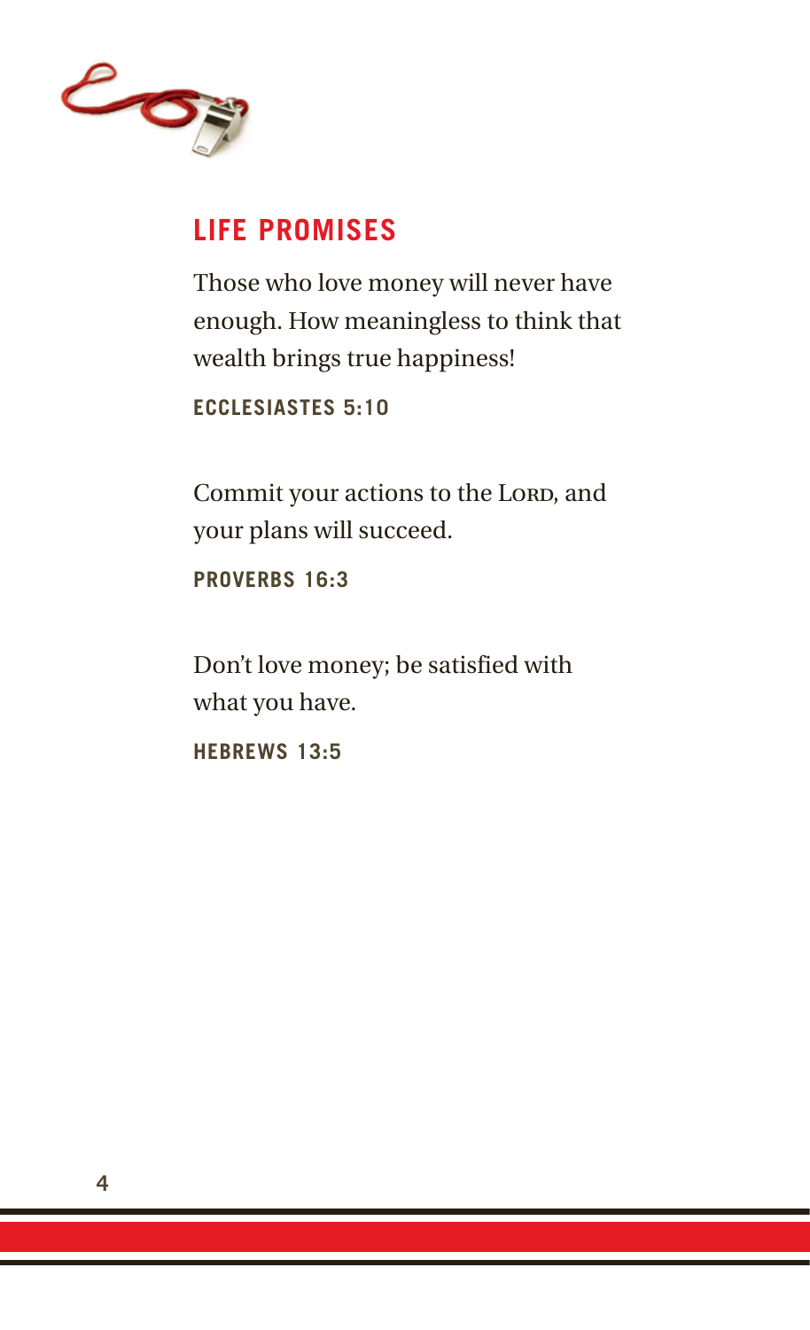## LIFE PROMISES

Those who love money will never have enough. How meaningless to think that wealth brings true happiness!

**ECCLESIASTES 5:10**

Commit your actions to the LORD, and your plans will succeed.

**PROVERBS 16:3**

Don't love money; be satisfied with what you have.

**HEBREWS 13:5**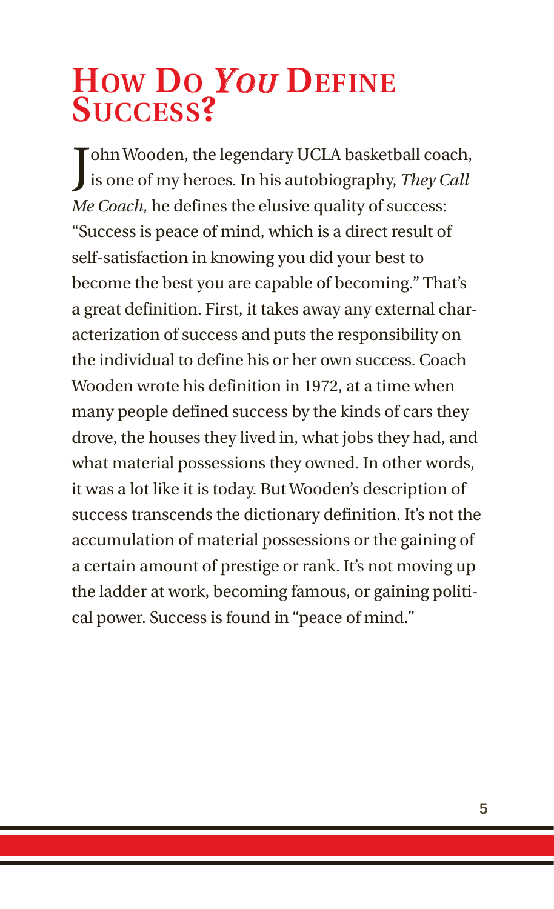# How Do *You* Define Success?

John Wooden, the legendary UCLA basketball coach, is one of my heroes. In his autobiography, *They Call Me Coach,* he defines the elusive quality of success: "Success is peace of mind, which is a direct result of self-satisfaction in knowing you did your best to become the best you are capable of becoming." That's a great definition. First, it takes away any external characterization of success and puts the responsibility on the individual to define his or her own success. Coach Wooden wrote his definition in 1972, at a time when many people defined success by the kinds of cars they drove, the houses they lived in, what jobs they had, and what material possessions they owned. In other words, it was a lot like it is today. But Wooden's description of success transcends the dictionary definition. It's not the accumulation of material possessions or the gaining of a certain amount of prestige or rank. It's not moving up the ladder at work, becoming famous, or gaining political power. Success is found in "peace of mind."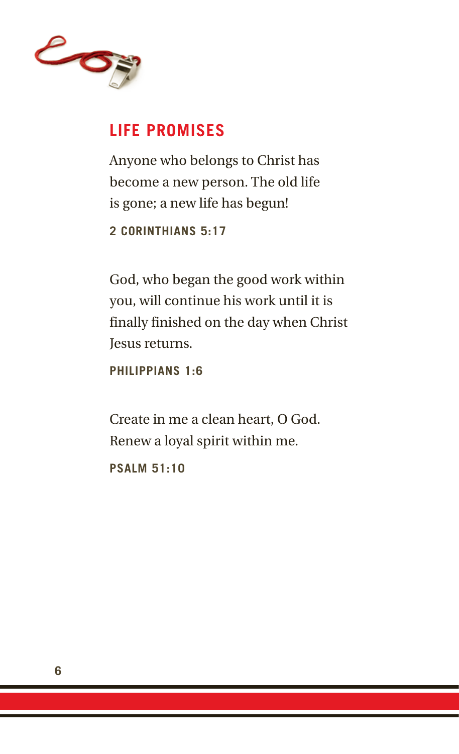## LIFE PROMISES

Anyone who belongs to Christ has become a new person. The old life is gone; a new life has begun!

**2 CORINTHIANS 5:17**

God, who began the good work within you, will continue his work until it is finally finished on the day when Christ Jesus returns.

**PHILIPPIANS 1:6**

Create in me a clean heart, O God. Renew a loyal spirit within me.

**PSALM 51:10**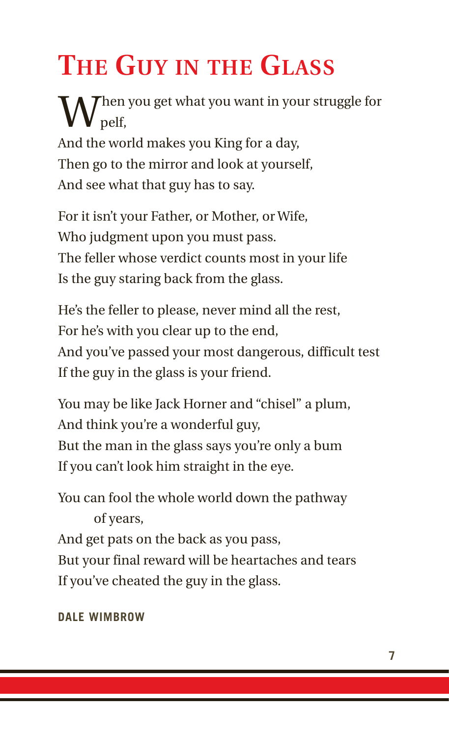# The Guy in the Glass

When you get what you want in your struggle for pelf,  
And the world makes you King for a day,  
Then go to the mirror and look at yourself,  
And see what that guy has to say.

For it isn't your Father, or Mother, or Wife,  
Who judgment upon you must pass.  
The feller whose verdict counts most in your life  
Is the guy staring back from the glass.

He's the feller to please, never mind all the rest,  
For he's with you clear up to the end,  
And you've passed your most dangerous, difficult test  
If the guy in the glass is your friend.

You may be like Jack Horner and "chisel" a plum,  
And think you're a wonderful guy,  
But the man in the glass says you're only a bum  
If you can't look him straight in the eye.

You can fool the whole world down the pathway of years,  
And get pats on the back as you pass,  
But your final reward will be heartaches and tears  
If you've cheated the guy in the glass.

**DALE WIMBROW**